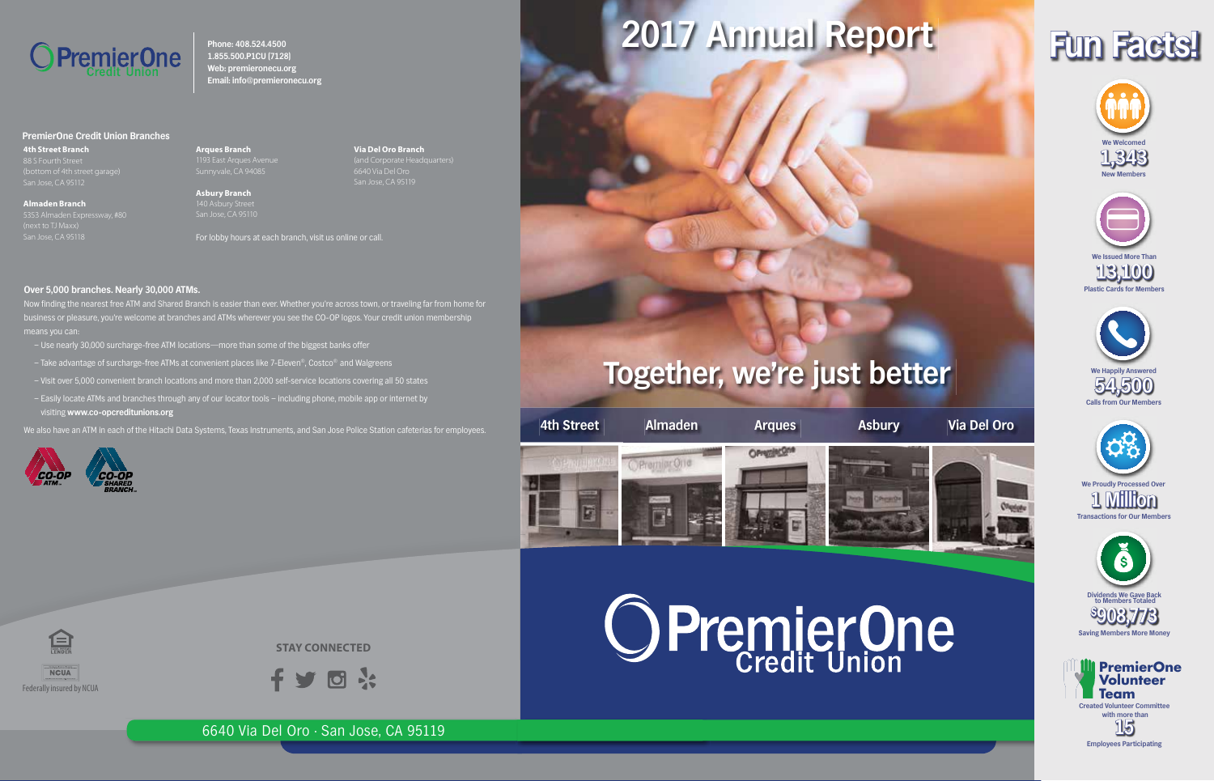PremierOne Credit Union

Phone: 408.524.4500
1.855.500.P1CU (7128)
Web: premieronecu.org
Email: info@premieronecu.org

## PremierOne Credit Union Branches

**4th Street Branch**
88 S Fourth Street
(bottom of 4th street garage)
San Jose, CA 95112

**Almaden Branch**
5353 Almaden Expressway, #80
(next to TJ Maxx)
San Jose, CA 95118

**Arques Branch**
1193 East Arques Avenue
Sunnyvale, CA 94085

**Asbury Branch**
140 Asbury Street
San Jose, CA 95110

**Via Del Oro Branch**
(and Corporate Headquarters)
6640 Via Del Oro
San Jose, CA 95119

For lobby hours at each branch, visit us online or call.

## Over 5,000 branches. Nearly 30,000 ATMs.

Now finding the nearest free ATM and Shared Branch is easier than ever. Whether you're across town, or traveling far from home for business or pleasure, you're welcome at branches and ATMs wherever you see the CO-OP logos. Your credit union membership means you can:

- Use nearly 30,000 surcharge-free ATM locations—more than some of the biggest banks offer
- Take advantage of surcharge-free ATMs at convenient places like 7-Eleven®, Costco® and Walgreens
- Visit over 5,000 convenient branch locations and more than 2,000 self-service locations covering all 50 states
- Easily locate ATMs and branches through any of our locator tools – including phone, mobile app or internet by visiting **www.co-opcreditunions.org**

We also have an ATM in each of the Hitachi Data Systems, Texas Instruments, and San Jose Police Station cafeterias for employees.

CO-OP ATM · CO-OP Shared Branch

Equal Housing Lender
NCUA
Federally insured by NCUA

**STAY CONNECTED**

6640 Via Del Oro · San Jose, CA 95119

# 2017 Annual Report

## Together, we're just better

4th Street | Almaden | Arques | Asbury | Via Del Oro

PremierOne Credit Union

# Fun Facts!

We Welcomed **1,343** New Members

We Issued More Than **13,100** Plastic Cards for Members

We Happily Answered **54,500** Calls from Our Members

We Proudly Processed Over **1 Million** Transactions for Our Members

Dividends We Gave Back to Members Totaled **$908,773** Saving Members More Money

**PremierOne Volunteer Team**
Created Volunteer Committee with more than **15** Employees Participating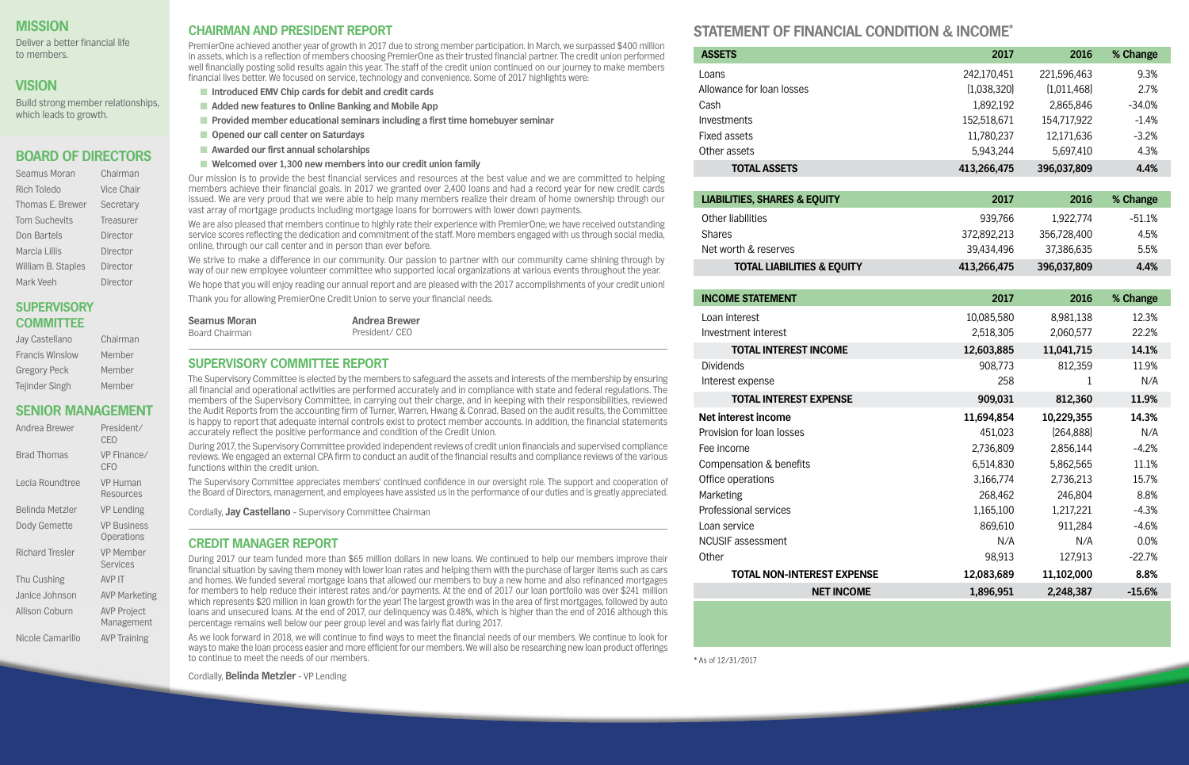## MISSION

Deliver a better financial life to members.

## VISION

Build strong member relationships, which leads to growth.

## BOARD OF DIRECTORS

| | |
|---|---|
| Seamus Moran | Chairman |
| Rich Toledo | Vice Chair |
| Thomas E. Brewer | Secretary |
| Tom Suchevits | Treasurer |
| Don Bartels | Director |
| Marcia Lillis | Director |
| William B. Staples | Director |
| Mark Veeh | Director |

## SUPERVISORY COMMITTEE

| | |
|---|---|
| Jay Castellano | Chairman |
| Francis Winslow | Member |
| Gregory Peck | Member |
| Tejinder Singh | Member |

## SENIOR MANAGEMENT

| | |
|---|---|
| Andrea Brewer | President/ CEO |
| Brad Thomas | VP Finance/ CFO |
| Lecia Roundtree | VP Human Resources |
| Belinda Metzler | VP Lending |
| Dody Gemette | VP Business Operations |
| Richard Tresler | VP Member Services |
| Thu Cushing | AVP IT |
| Janice Johnson | AVP Marketing |
| Allison Coburn | AVP Project Management |
| Nicole Camarillo | AVP Training |

## CHAIRMAN AND PRESIDENT REPORT

PremierOne achieved another year of growth in 2017 due to strong member participation. In March, we surpassed $400 million in assets, which is a reflection of members choosing PremierOne as their trusted financial partner. The credit union performed well financially posting solid results again this year. The staff of the credit union continued on our journey to make members financial lives better. We focused on service, technology and convenience. Some of 2017 highlights were:

- **Introduced EMV Chip cards for debit and credit cards**
- **Added new features to Online Banking and Mobile App**
- **Provided member educational seminars including a first time homebuyer seminar**
- **Opened our call center on Saturdays**
- **Awarded our first annual scholarships**
- **Welcomed over 1,300 new members into our credit union family**

Our mission is to provide the best financial services and resources at the best value and we are committed to helping members achieve their financial goals. In 2017 we granted over 2,400 loans and had a record year for new credit cards issued. We are very proud that we were able to help many members realize their dream of home ownership through our vast array of mortgage products including mortgage loans for borrowers with lower down payments.

We are also pleased that members continue to highly rate their experience with PremierOne; we have received outstanding service scores reflecting the dedication and commitment of the staff. More members engaged with us through social media, online, through our call center and in person than ever before.

We strive to make a difference in our community. Our passion to partner with our community came shining through by way of our new employee volunteer committee who supported local organizations at various events throughout the year.

We hope that you will enjoy reading our annual report and are pleased with the 2017 accomplishments of your credit union!

Thank you for allowing PremierOne Credit Union to serve your financial needs.

**Seamus Moran**
Board Chairman

**Andrea Brewer**
President/ CEO

## SUPERVISORY COMMITTEE REPORT

The Supervisory Committee is elected by the members to safeguard the assets and interests of the membership by ensuring all financial and operational activities are performed accurately and in compliance with state and federal regulations. The members of the Supervisory Committee, in carrying out their charge, and in keeping with their responsibilities, reviewed the Audit Reports from the accounting firm of Turner, Warren, Hwang & Conrad. Based on the audit results, the Committee is happy to report that adequate internal controls exist to protect member accounts. In addition, the financial statements accurately reflect the positive performance and condition of the Credit Union.

During 2017, the Supervisory Committee provided independent reviews of credit union financials and supervised compliance reviews. We engaged an external CPA firm to conduct an audit of the financial results and compliance reviews of the various functions within the credit union.

The Supervisory Committee appreciates members' continued confidence in our oversight role. The support and cooperation of the Board of Directors, management, and employees have assisted us in the performance of our duties and is greatly appreciated.

Cordially, **Jay Castellano** - Supervisory Committee Chairman

## CREDIT MANAGER REPORT

During 2017 our team funded more than $65 million dollars in new loans. We continued to help our members improve their financial situation by saving them money with lower loan rates and helping them with the purchase of larger items such as cars and homes. We funded several mortgage loans that allowed our members to buy a new home and also refinanced mortgages for members to help reduce their interest rates and/or payments. At the end of 2017 our loan portfolio was over $241 million which represents $20 million in loan growth for the year! The largest growth was in the area of first mortgages, followed by auto loans and unsecured loans. At the end of 2017, our delinquency was 0.48%, which is higher than the end of 2016 although this percentage remains well below our peer group level and was fairly flat during 2017.

As we look forward in 2018, we will continue to find ways to meet the financial needs of our members. We continue to look for ways to make the loan process easier and more efficient for our members. We will also be researching new loan product offerings to continue to meet the needs of our members.

Cordially, **Belinda Metzler** - VP Lending

## STATEMENT OF FINANCIAL CONDITION & INCOME*

| ASSETS | 2017 | 2016 | % Change |
|---|---|---|---|
| Loans | 242,170,451 | 221,596,463 | 9.3% |
| Allowance for loan losses | (1,038,320) | (1,011,468) | 2.7% |
| Cash | 1,892,192 | 2,865,846 | -34.0% |
| Investments | 152,518,671 | 154,717,922 | -1.4% |
| Fixed assets | 11,780,237 | 12,171,636 | -3.2% |
| Other assets | 5,943,244 | 5,697,410 | 4.3% |
| **TOTAL ASSETS** | **413,266,475** | **396,037,809** | **4.4%** |

| LIABILITIES, SHARES & EQUITY | 2017 | 2016 | % Change |
|---|---|---|---|
| Other liabilities | 939,766 | 1,922,774 | -51.1% |
| Shares | 372,892,213 | 356,728,400 | 4.5% |
| Net worth & reserves | 39,434,496 | 37,386,635 | 5.5% |
| **TOTAL LIABILITIES & EQUITY** | **413,266,475** | **396,037,809** | **4.4%** |

| INCOME STATEMENT | 2017 | 2016 | % Change |
|---|---|---|---|
| Loan interest | 10,085,580 | 8,981,138 | 12.3% |
| Investment interest | 2,518,305 | 2,060,577 | 22.2% |
| **TOTAL INTEREST INCOME** | **12,603,885** | **11,041,715** | **14.1%** |
| Dividends | 908,773 | 812,359 | 11.9% |
| Interest expense | 258 | 1 | N/A |
| **TOTAL INTEREST EXPENSE** | **909,031** | **812,360** | **11.9%** |
| **Net interest income** | **11,694,854** | **10,229,355** | **14.3%** |
| Provision for loan losses | 451,023 | (264,888) | N/A |
| Fee income | 2,736,809 | 2,856,144 | -4.2% |
| Compensation & benefits | 6,514,830 | 5,862,565 | 11.1% |
| Office operations | 3,166,774 | 2,736,213 | 15.7% |
| Marketing | 268,462 | 246,804 | 8.8% |
| Professional services | 1,165,100 | 1,217,221 | -4.3% |
| Loan service | 869,610 | 911,284 | -4.6% |
| NCUSIF assessment | N/A | N/A | 0.0% |
| Other | 98,913 | 127,913 | -22.7% |
| **TOTAL NON-INTEREST EXPENSE** | **12,083,689** | **11,102,000** | **8.8%** |
| **NET INCOME** | **1,896,951** | **2,248,387** | **-15.6%** |

\* As of 12/31/2017